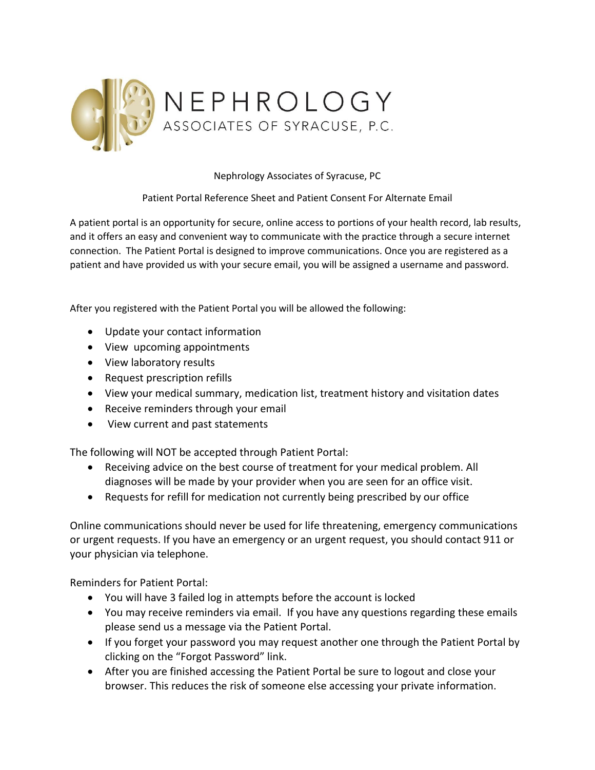# NEPHROLOGY

ASSOCIATES OF SYRACUSE, P.C.

Nephrology Associates of Syracuse, PC

Patient Portal Reference Sheet and Patient Consent For Alternate Email

A patient portal is an opportunity for secure, online access to portions of your health record, lab results, and it offers an easy and convenient way to communicate with the practice through a secure internet connection. The Patient Portal is designed to improve communications. Once you are registered as a patient and have provided us with your secure email, you will be assigned a username and password.

After you registered with the Patient Portal you will be allowed the following:

- Update your contact information
- View upcoming appointments
- View laboratory results
- Request prescription refills
- View your medical summary, medication list, treatment history and visitation dates
- Receive reminders through your email
- View current and past statements

The following will NOT be accepted through Patient Portal:

- Receiving advice on the best course of treatment for your medical problem. All diagnoses will be made by your provider when you are seen for an office visit.
- Requests for refill for medication not currently being prescribed by our office

Online communications should never be used for life threatening, emergency communications or urgent requests. If you have an emergency or an urgent request, you should contact 911 or your physician via telephone.

Reminders for Patient Portal:

- You will have 3 failed log in attempts before the account is locked
- You may receive reminders via email. If you have any questions regarding these emails please send us a message via the Patient Portal.
- If you forget your password you may request another one through the Patient Portal by clicking on the "Forgot Password" link.
- After you are finished accessing the Patient Portal be sure to logout and close your browser. This reduces the risk of someone else accessing your private information.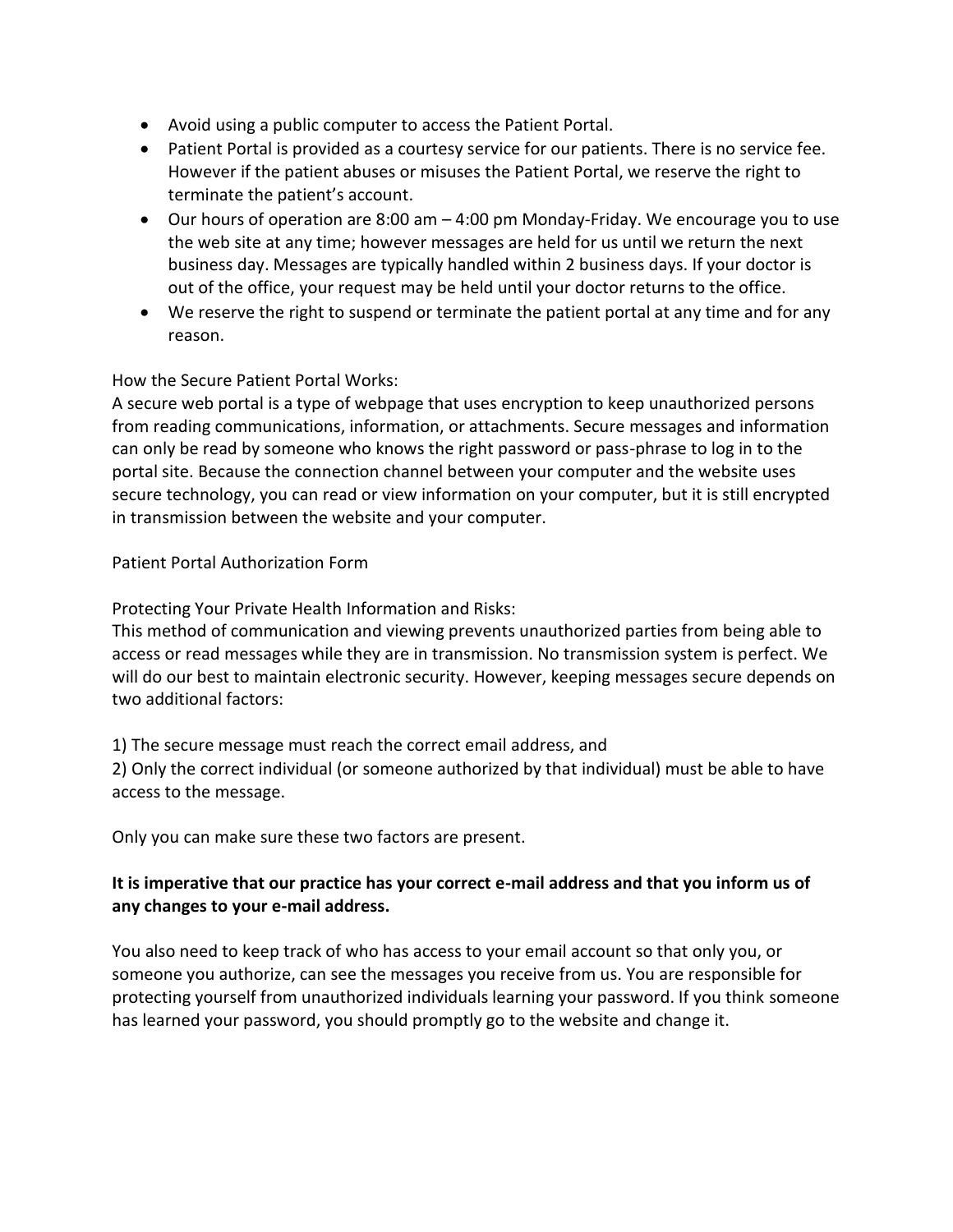- Avoid using a public computer to access the Patient Portal.
- Patient Portal is provided as a courtesy service for our patients. There is no service fee. However if the patient abuses or misuses the Patient Portal, we reserve the right to terminate the patient's account.
- Our hours of operation are 8:00 am – 4:00 pm Monday-Friday. We encourage you to use the web site at any time; however messages are held for us until we return the next business day. Messages are typically handled within 2 business days. If your doctor is out of the office, your request may be held until your doctor returns to the office.
- We reserve the right to suspend or terminate the patient portal at any time and for any reason.

How the Secure Patient Portal Works:
A secure web portal is a type of webpage that uses encryption to keep unauthorized persons from reading communications, information, or attachments. Secure messages and information can only be read by someone who knows the right password or pass-phrase to log in to the portal site. Because the connection channel between your computer and the website uses secure technology, you can read or view information on your computer, but it is still encrypted in transmission between the website and your computer.

Patient Portal Authorization Form

Protecting Your Private Health Information and Risks:
This method of communication and viewing prevents unauthorized parties from being able to access or read messages while they are in transmission. No transmission system is perfect. We will do our best to maintain electronic security. However, keeping messages secure depends on two additional factors:

1) The secure message must reach the correct email address, and
2) Only the correct individual (or someone authorized by that individual) must be able to have access to the message.

Only you can make sure these two factors are present.

**It is imperative that our practice has your correct e-mail address and that you inform us of any changes to your e-mail address.**

You also need to keep track of who has access to your email account so that only you, or someone you authorize, can see the messages you receive from us. You are responsible for protecting yourself from unauthorized individuals learning your password. If you think someone has learned your password, you should promptly go to the website and change it.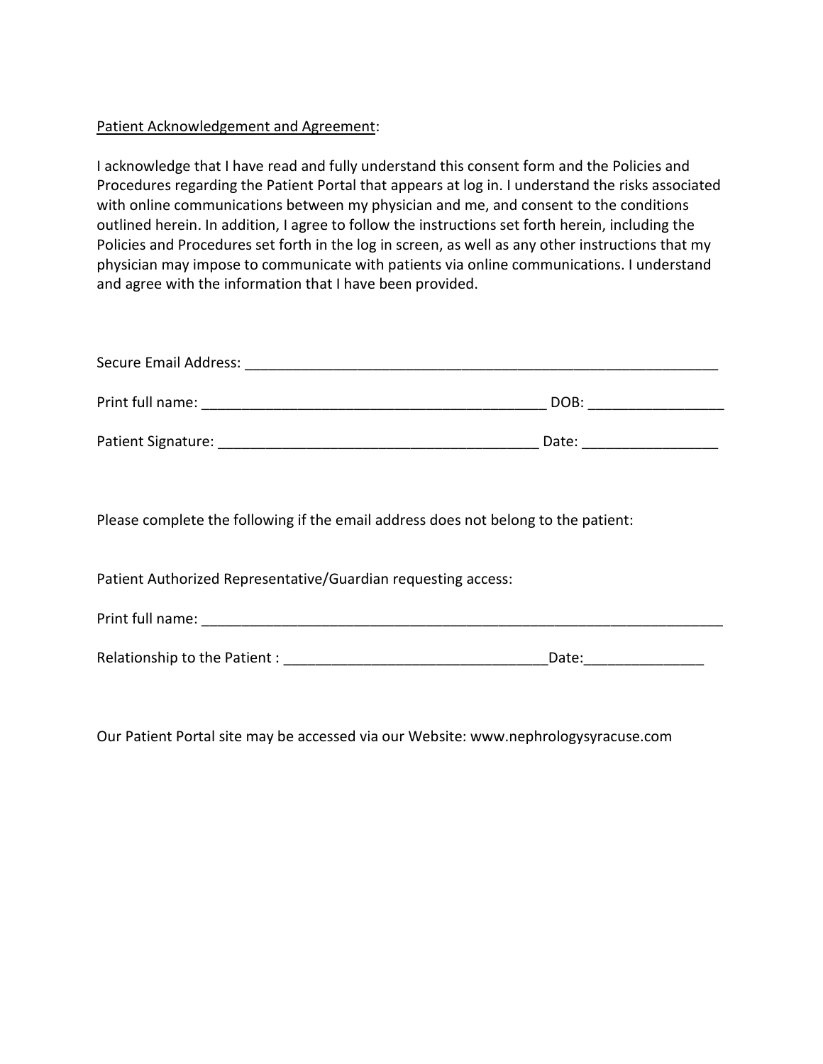<u>Patient Acknowledgement and Agreement</u>:

I acknowledge that I have read and fully understand this consent form and the Policies and Procedures regarding the Patient Portal that appears at log in. I understand the risks associated with online communications between my physician and me, and consent to the conditions outlined herein. In addition, I agree to follow the instructions set forth herein, including the Policies and Procedures set forth in the log in screen, as well as any other instructions that my physician may impose to communicate with patients via online communications. I understand and agree with the information that I have been provided.

Secure Email Address: _______________________________________________________________

Print full name: ____________________________________________ DOB: _________________

Patient Signature: ________________________________________ Date: _________________

Please complete the following if the email address does not belong to the patient:

Patient Authorized Representative/Guardian requesting access:

Print full name: ____________________________________________________________________

Relationship to the Patient : _________________________________Date:_______________

Our Patient Portal site may be accessed via our Website: www.nephrologysyracuse.com